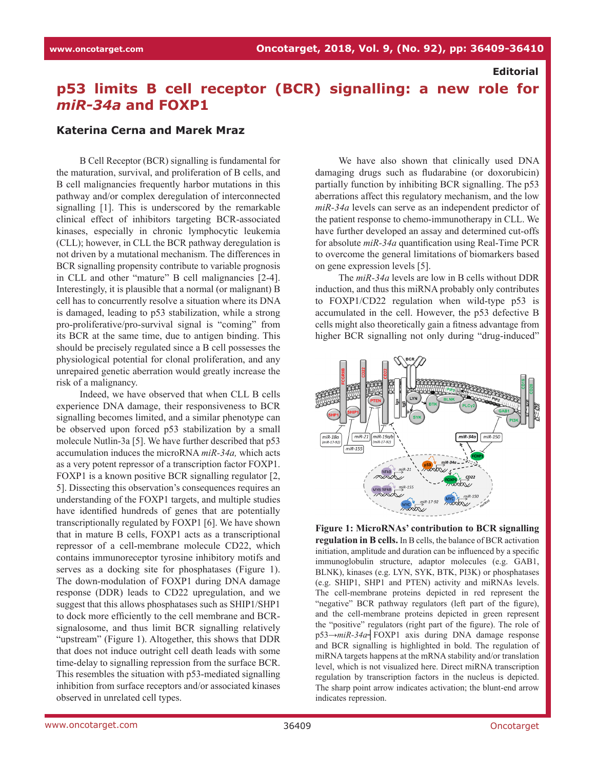Editorial

# p53 limits B cell receptor (BCR) signalling: a new role for *miR-34a* and FOXP1

**Katerina Cerna and Marek Mraz**

B Cell Receptor (BCR) signalling is fundamental for the maturation, survival, and proliferation of B cells, and B cell malignancies frequently harbor mutations in this pathway and/or complex deregulation of interconnected signalling [1]. This is underscored by the remarkable clinical effect of inhibitors targeting BCR-associated kinases, especially in chronic lymphocytic leukemia (CLL); however, in CLL the BCR pathway deregulation is not driven by a mutational mechanism. The differences in BCR signalling propensity contribute to variable prognosis in CLL and other "mature" B cell malignancies [2-4]. Interestingly, it is plausible that a normal (or malignant) B cell has to concurrently resolve a situation where its DNA is damaged, leading to p53 stabilization, while a strong pro-proliferative/pro-survival signal is "coming" from its BCR at the same time, due to antigen binding. This should be precisely regulated since a B cell possesses the physiological potential for clonal proliferation, and any unrepaired genetic aberration would greatly increase the risk of a malignancy.

Indeed, we have observed that when CLL B cells experience DNA damage, their responsiveness to BCR signalling becomes limited, and a similar phenotype can be observed upon forced p53 stabilization by a small molecule Nutlin-3a [5]. We have further described that p53 accumulation induces the microRNA *miR-34a,* which acts as a very potent repressor of a transcription factor FOXP1. FOXP1 is a known positive BCR signalling regulator [2, 5]. Dissecting this observation's consequences requires an understanding of the FOXP1 targets, and multiple studies have identified hundreds of genes that are potentially transcriptionally regulated by FOXP1 [6]. We have shown that in mature B cells, FOXP1 acts as a transcriptional repressor of a cell-membrane molecule CD22, which contains immunoreceptor tyrosine inhibitory motifs and serves as a docking site for phosphatases (Figure 1). The down-modulation of FOXP1 during DNA damage response (DDR) leads to CD22 upregulation, and we suggest that this allows phosphatases such as SHIP1/SHP1 to dock more efficiently to the cell membrane and BCR-signalosome, and thus limit BCR signalling relatively "upstream" (Figure 1). Altogether, this shows that DDR that does not induce outright cell death leads with some time-delay to signalling repression from the surface BCR. This resembles the situation with p53-mediated signalling inhibition from surface receptors and/or associated kinases observed in unrelated cell types.

We have also shown that clinically used DNA damaging drugs such as fludarabine (or doxorubicin) partially function by inhibiting BCR signalling. The p53 aberrations affect this regulatory mechanism, and the low *miR-34a* levels can serve as an independent predictor of the patient response to chemo-immunotherapy in CLL. We have further developed an assay and determined cut-offs for absolute *miR-34a* quantification using Real-Time PCR to overcome the general limitations of biomarkers based on gene expression levels [5].

The *miR-34a* levels are low in B cells without DDR induction, and thus this miRNA probably only contributes to FOXP1/CD22 regulation when wild-type p53 is accumulated in the cell. However, the p53 defective B cells might also theoretically gain a fitness advantage from higher BCR signalling not only during "drug-induced"

**Figure 1: MicroRNAs' contribution to BCR signalling regulation in B cells.** In B cells, the balance of BCR activation initiation, amplitude and duration can be influenced by a specific immunoglobulin structure, adaptor molecules (e.g. GAB1, BLNK), kinases (e.g. LYN, SYK, BTK, PI3K) or phosphatases (e.g. SHIP1, SHP1 and PTEN) activity and miRNAs levels. The cell-membrane proteins depicted in red represent the "negative" BCR pathway regulators (left part of the figure), and the cell-membrane proteins depicted in green represent the "positive" regulators (right part of the figure). The role of p53→*miR-34a*┤FOXP1 axis during DNA damage response and BCR signalling is highlighted in bold. The regulation of miRNA targets happens at the mRNA stability and/or translation level, which is not visualized here. Direct miRNA transcription regulation by transcription factors in the nucleus is depicted. The sharp point arrow indicates activation; the blunt-end arrow indicates repression.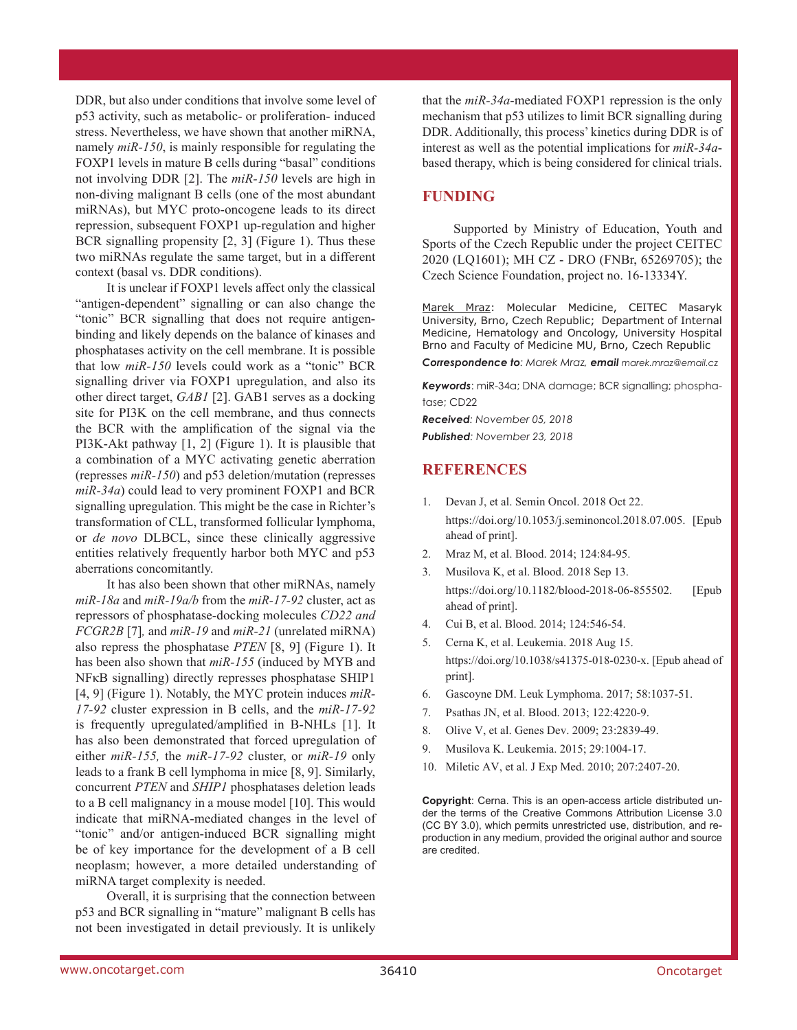DDR, but also under conditions that involve some level of p53 activity, such as metabolic- or proliferation- induced stress. Nevertheless, we have shown that another miRNA, namely *miR-150*, is mainly responsible for regulating the FOXP1 levels in mature B cells during "basal" conditions not involving DDR [2]. The *miR-150* levels are high in non-diving malignant B cells (one of the most abundant miRNAs), but MYC proto-oncogene leads to its direct repression, subsequent FOXP1 up-regulation and higher BCR signalling propensity [2, 3] (Figure 1). Thus these two miRNAs regulate the same target, but in a different context (basal vs. DDR conditions).

It is unclear if FOXP1 levels affect only the classical "antigen-dependent" signalling or can also change the "tonic" BCR signalling that does not require antigen-binding and likely depends on the balance of kinases and phosphatases activity on the cell membrane. It is possible that low *miR-150* levels could work as a "tonic" BCR signalling driver via FOXP1 upregulation, and also its other direct target, *GAB1* [2]. GAB1 serves as a docking site for PI3K on the cell membrane, and thus connects the BCR with the amplification of the signal via the PI3K-Akt pathway [1, 2] (Figure 1). It is plausible that a combination of a MYC activating genetic aberration (represses *miR-150*) and p53 deletion/mutation (represses *miR-34a*) could lead to very prominent FOXP1 and BCR signalling upregulation. This might be the case in Richter's transformation of CLL, transformed follicular lymphoma, or *de novo* DLBCL, since these clinically aggressive entities relatively frequently harbor both MYC and p53 aberrations concomitantly.

It has also been shown that other miRNAs, namely *miR-18a* and *miR-19a/b* from the *miR-17-92* cluster, act as repressors of phosphatase-docking molecules *CD22 and FCGR2B* [7], and *miR-19* and *miR-21* (unrelated miRNA) also repress the phosphatase *PTEN* [8, 9] (Figure 1). It has been also shown that *miR-155* (induced by MYB and NFκB signalling) directly represses phosphatase SHIP1 [4, 9] (Figure 1). Notably, the MYC protein induces *miR-17-92* cluster expression in B cells, and the *miR-17-92* is frequently upregulated/amplified in B-NHLs [1]. It has also been demonstrated that forced upregulation of either *miR-155,* the *miR-17-92* cluster, or *miR-19* only leads to a frank B cell lymphoma in mice [8, 9]. Similarly, concurrent *PTEN* and *SHIP1* phosphatases deletion leads to a B cell malignancy in a mouse model [10]. This would indicate that miRNA-mediated changes in the level of "tonic" and/or antigen-induced BCR signalling might be of key importance for the development of a B cell neoplasm; however, a more detailed understanding of miRNA target complexity is needed.

Overall, it is surprising that the connection between p53 and BCR signalling in "mature" malignant B cells has not been investigated in detail previously. It is unlikely that the *miR-34a*-mediated FOXP1 repression is the only mechanism that p53 utilizes to limit BCR signalling during DDR. Additionally, this process' kinetics during DDR is of interest as well as the potential implications for *miR-34a*-based therapy, which is being considered for clinical trials.

## FUNDING

Supported by Ministry of Education, Youth and Sports of the Czech Republic under the project CEITEC 2020 (LQ1601); MH CZ - DRO (FNBr, 65269705); the Czech Science Foundation, project no. 16-13334Y.

Marek Mraz: Molecular Medicine, CEITEC Masaryk University, Brno, Czech Republic; Department of Internal Medicine, Hematology and Oncology, University Hospital Brno and Faculty of Medicine MU, Brno, Czech Republic

***Correspondence to**: Marek Mraz, **email** marek.mraz@email.cz*

***Keywords**: miR-34a; DNA damage; BCR signalling; phosphatase; CD22*

***Received**: November 05, 2018*

***Published**: November 23, 2018*

## REFERENCES

1. Devan J, et al. Semin Oncol. 2018 Oct 22. https://doi.org/10.1053/j.seminoncol.2018.07.005. [Epub ahead of print].
2. Mraz M, et al. Blood. 2014; 124:84-95.
3. Musilova K, et al. Blood. 2018 Sep 13. https://doi.org/10.1182/blood-2018-06-855502. [Epub ahead of print].
4. Cui B, et al. Blood. 2014; 124:546-54.
5. Cerna K, et al. Leukemia. 2018 Aug 15. https://doi.org/10.1038/s41375-018-0230-x. [Epub ahead of print].
6. Gascoyne DM. Leuk Lymphoma. 2017; 58:1037-51.
7. Psathas JN, et al. Blood. 2013; 122:4220-9.
8. Olive V, et al. Genes Dev. 2009; 23:2839-49.
9. Musilova K. Leukemia. 2015; 29:1004-17.
10. Miletic AV, et al. J Exp Med. 2010; 207:2407-20.

**Copyright**: Cerna. This is an open-access article distributed under the terms of the Creative Commons Attribution License 3.0 (CC BY 3.0), which permits unrestricted use, distribution, and reproduction in any medium, provided the original author and source are credited.